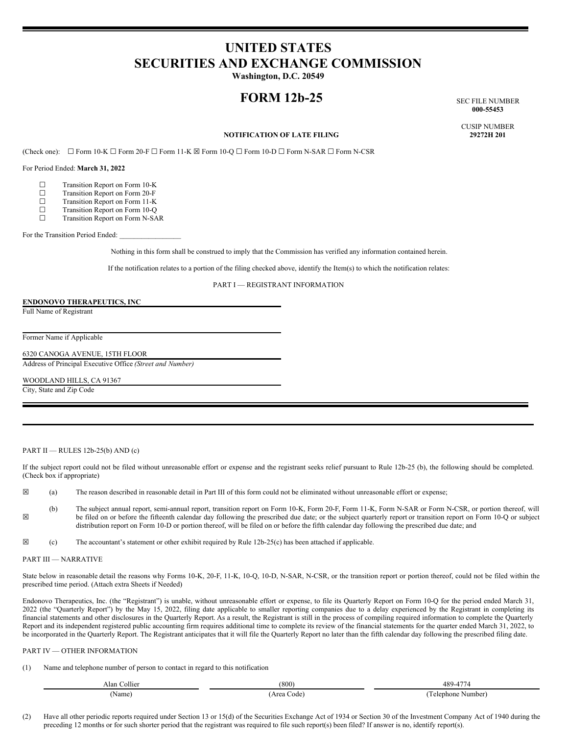# UNITED STATES
# SECURITIES AND EXCHANGE COMMISSION
**Washington, D.C. 20549**

# FORM 12b-25

SEC FILE NUMBER
**000-55453**

CUSIP NUMBER
**29272H 201**

**NOTIFICATION OF LATE FILING**

(Check one): ☐ Form 10-K ☐ Form 20-F ☐ Form 11-K ☒ Form 10-Q ☐ Form 10-D ☐ Form N-SAR ☐ Form N-CSR

For Period Ended: **March 31, 2022**

☐ Transition Report on Form 10-K
☐ Transition Report on Form 20-F
☐ Transition Report on Form 11-K
☐ Transition Report on Form 10-Q
☐ Transition Report on Form N-SAR

For the Transition Period Ended: ________________

Nothing in this form shall be construed to imply that the Commission has verified any information contained herein.

If the notification relates to a portion of the filing checked above, identify the Item(s) to which the notification relates:

PART I — REGISTRANT INFORMATION

**ENDONOVO THERAPEUTICS, INC**
Full Name of Registrant

Former Name if Applicable

6320 CANOGA AVENUE, 15TH FLOOR
Address of Principal Executive Office *(Street and Number)*

WOODLAND HILLS, CA 91367
City, State and Zip Code

PART II — RULES 12b-25(b) AND (c)

If the subject report could not be filed without unreasonable effort or expense and the registrant seeks relief pursuant to Rule 12b-25 (b), the following should be completed. (Check box if appropriate)

☒ (a) The reason described in reasonable detail in Part III of this form could not be eliminated without unreasonable effort or expense;

☒ (b) The subject annual report, semi-annual report, transition report on Form 10-K, Form 20-F, Form 11-K, Form N-SAR or Form N-CSR, or portion thereof, will be filed on or before the fifteenth calendar day following the prescribed due date; or the subject quarterly report or transition report on Form 10-Q or subject distribution report on Form 10-D or portion thereof, will be filed on or before the fifth calendar day following the prescribed due date; and

☒ (c) The accountant's statement or other exhibit required by Rule 12b-25(c) has been attached if applicable.

PART III — NARRATIVE

State below in reasonable detail the reasons why Forms 10-K, 20-F, 11-K, 10-Q, 10-D, N-SAR, N-CSR, or the transition report or portion thereof, could not be filed within the prescribed time period. (Attach extra Sheets if Needed)

Endonovo Therapeutics, Inc. (the "Registrant") is unable, without unreasonable effort or expense, to file its Quarterly Report on Form 10-Q for the period ended March 31, 2022 (the "Quarterly Report") by the May 15, 2022, filing date applicable to smaller reporting companies due to a delay experienced by the Registrant in completing its financial statements and other disclosures in the Quarterly Report. As a result, the Registrant is still in the process of compiling required information to complete the Quarterly Report and its independent registered public accounting firm requires additional time to complete its review of the financial statements for the quarter ended March 31, 2022, to be incorporated in the Quarterly Report. The Registrant anticipates that it will file the Quarterly Report no later than the fifth calendar day following the prescribed filing date.

PART IV — OTHER INFORMATION

(1) Name and telephone number of person to contact in regard to this notification

| Alan Collier | (800) | 489-4774 |
|---|---|---|
| (Name) | (Area Code) | (Telephone Number) |

(2) Have all other periodic reports required under Section 13 or 15(d) of the Securities Exchange Act of 1934 or Section 30 of the Investment Company Act of 1940 during the preceding 12 months or for such shorter period that the registrant was required to file such report(s) been filed? If answer is no, identify report(s).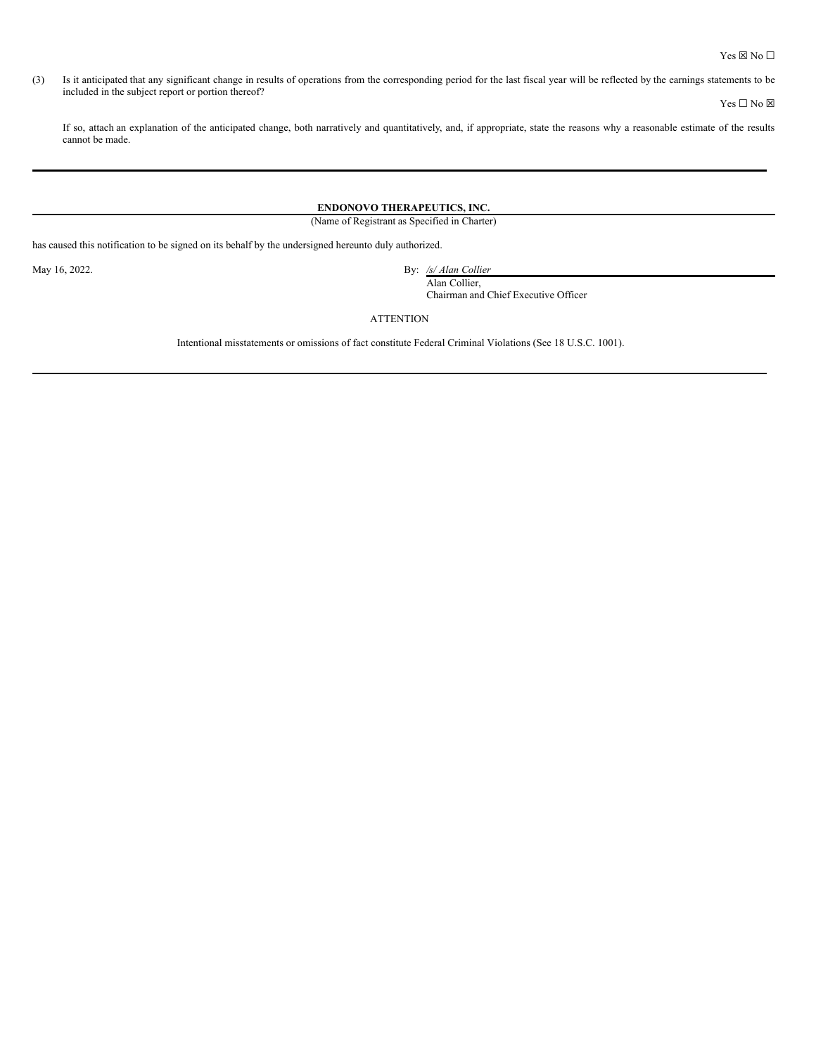Yes ☒ No ☐

(3) Is it anticipated that any significant change in results of operations from the corresponding period for the last fiscal year will be reflected by the earnings statements to be included in the subject report or portion thereof?

Yes ☐ No ☒

If so, attach an explanation of the anticipated change, both narratively and quantitatively, and, if appropriate, state the reasons why a reasonable estimate of the results cannot be made.

---

**ENDONOVO THERAPEUTICS, INC.**

(Name of Registrant as Specified in Charter)

has caused this notification to be signed on its behalf by the undersigned hereunto duly authorized.

May 16, 2022.

By: */s/ Alan Collier*
Alan Collier,
Chairman and Chief Executive Officer

ATTENTION

Intentional misstatements or omissions of fact constitute Federal Criminal Violations (See 18 U.S.C. 1001).

---